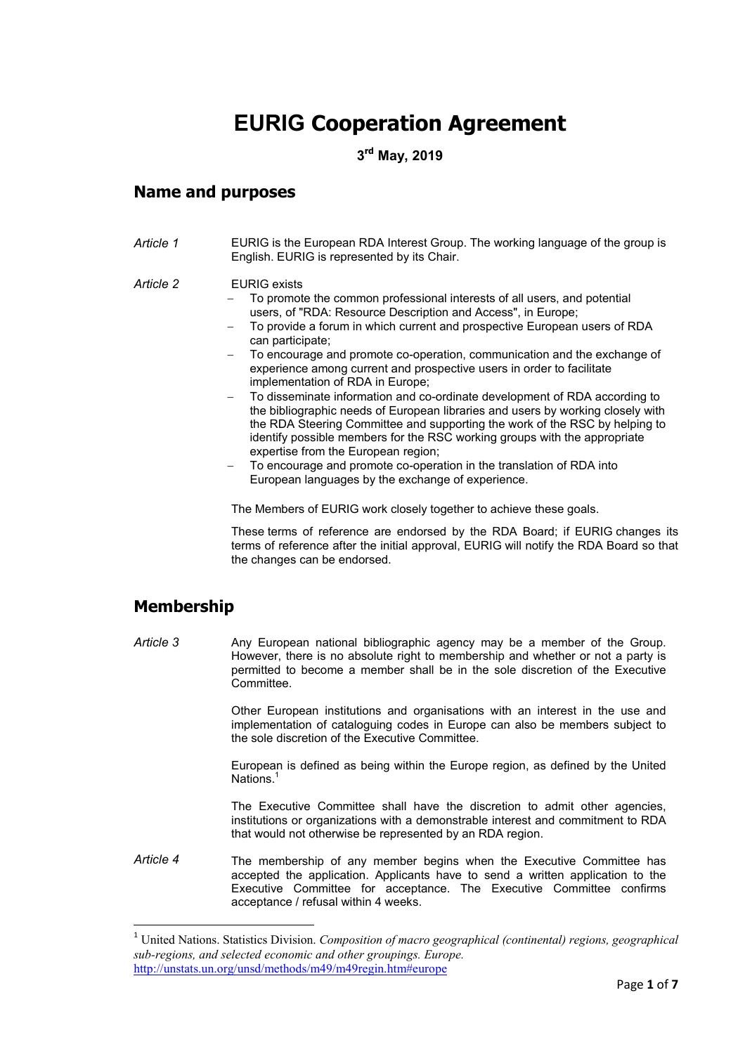# EURIG Cooperation Agreement

**3rd May, 2019**

## Name and purposes

*Article 1* EURIG is the European RDA Interest Group. The working language of the group is English. EURIG is represented by its Chair.

*Article 2* EURIG exists

- To promote the common professional interests of all users, and potential users, of "RDA: Resource Description and Access", in Europe;
- To provide a forum in which current and prospective European users of RDA can participate;
- To encourage and promote co-operation, communication and the exchange of experience among current and prospective users in order to facilitate implementation of RDA in Europe;
- To disseminate information and co-ordinate development of RDA according to the bibliographic needs of European libraries and users by working closely with the RDA Steering Committee and supporting the work of the RSC by helping to identify possible members for the RSC working groups with the appropriate expertise from the European region;
- To encourage and promote co-operation in the translation of RDA into European languages by the exchange of experience.

The Members of EURIG work closely together to achieve these goals.

These terms of reference are endorsed by the RDA Board; if EURIG changes its terms of reference after the initial approval, EURIG will notify the RDA Board so that the changes can be endorsed.

## Membership

*Article 3* Any European national bibliographic agency may be a member of the Group. However, there is no absolute right to membership and whether or not a party is permitted to become a member shall be in the sole discretion of the Executive Committee.

Other European institutions and organisations with an interest in the use and implementation of cataloguing codes in Europe can also be members subject to the sole discretion of the Executive Committee.

European is defined as being within the Europe region, as defined by the United Nations.[1]

The Executive Committee shall have the discretion to admit other agencies, institutions or organizations with a demonstrable interest and commitment to RDA that would not otherwise be represented by an RDA region.

*Article 4* The membership of any member begins when the Executive Committee has accepted the application. Applicants have to send a written application to the Executive Committee for acceptance. The Executive Committee confirms acceptance / refusal within 4 weeks.

---

[1] United Nations. Statistics Division. *Composition of macro geographical (continental) regions, geographical sub-regions, and selected economic and other groupings. Europe.* http://unstats.un.org/unsd/methods/m49/m49regin.htm#europe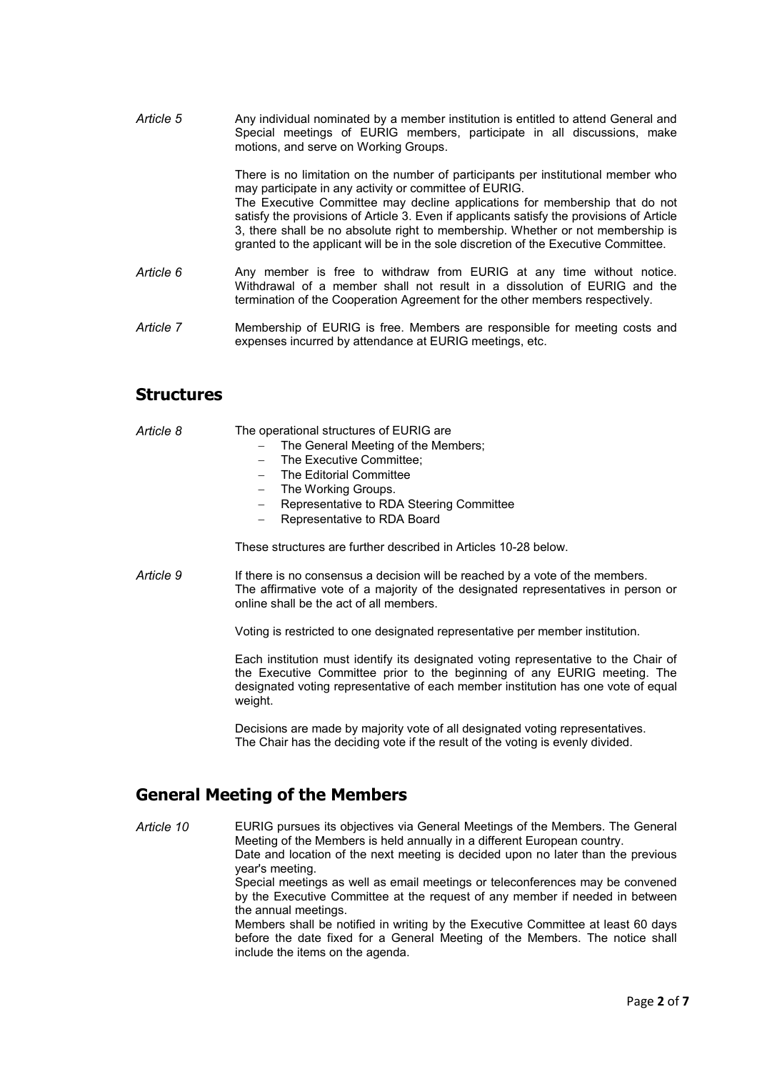*Article 5* Any individual nominated by a member institution is entitled to attend General and Special meetings of EURIG members, participate in all discussions, make motions, and serve on Working Groups.

There is no limitation on the number of participants per institutional member who may participate in any activity or committee of EURIG.
The Executive Committee may decline applications for membership that do not satisfy the provisions of Article 3. Even if applicants satisfy the provisions of Article 3, there shall be no absolute right to membership. Whether or not membership is granted to the applicant will be in the sole discretion of the Executive Committee.

*Article 6* Any member is free to withdraw from EURIG at any time without notice. Withdrawal of a member shall not result in a dissolution of EURIG and the termination of the Cooperation Agreement for the other members respectively.

*Article 7* Membership of EURIG is free. Members are responsible for meeting costs and expenses incurred by attendance at EURIG meetings, etc.

## Structures

*Article 8* The operational structures of EURIG are

- The General Meeting of the Members;
- The Executive Committee;
- The Editorial Committee
- The Working Groups.
- Representative to RDA Steering Committee
- Representative to RDA Board

These structures are further described in Articles 10-28 below.

*Article 9* If there is no consensus a decision will be reached by a vote of the members. The affirmative vote of a majority of the designated representatives in person or online shall be the act of all members.

Voting is restricted to one designated representative per member institution.

Each institution must identify its designated voting representative to the Chair of the Executive Committee prior to the beginning of any EURIG meeting. The designated voting representative of each member institution has one vote of equal weight.

Decisions are made by majority vote of all designated voting representatives.
The Chair has the deciding vote if the result of the voting is evenly divided.

## General Meeting of the Members

*Article 10* EURIG pursues its objectives via General Meetings of the Members. The General Meeting of the Members is held annually in a different European country.
Date and location of the next meeting is decided upon no later than the previous year's meeting.
Special meetings as well as email meetings or teleconferences may be convened by the Executive Committee at the request of any member if needed in between the annual meetings.
Members shall be notified in writing by the Executive Committee at least 60 days before the date fixed for a General Meeting of the Members. The notice shall include the items on the agenda.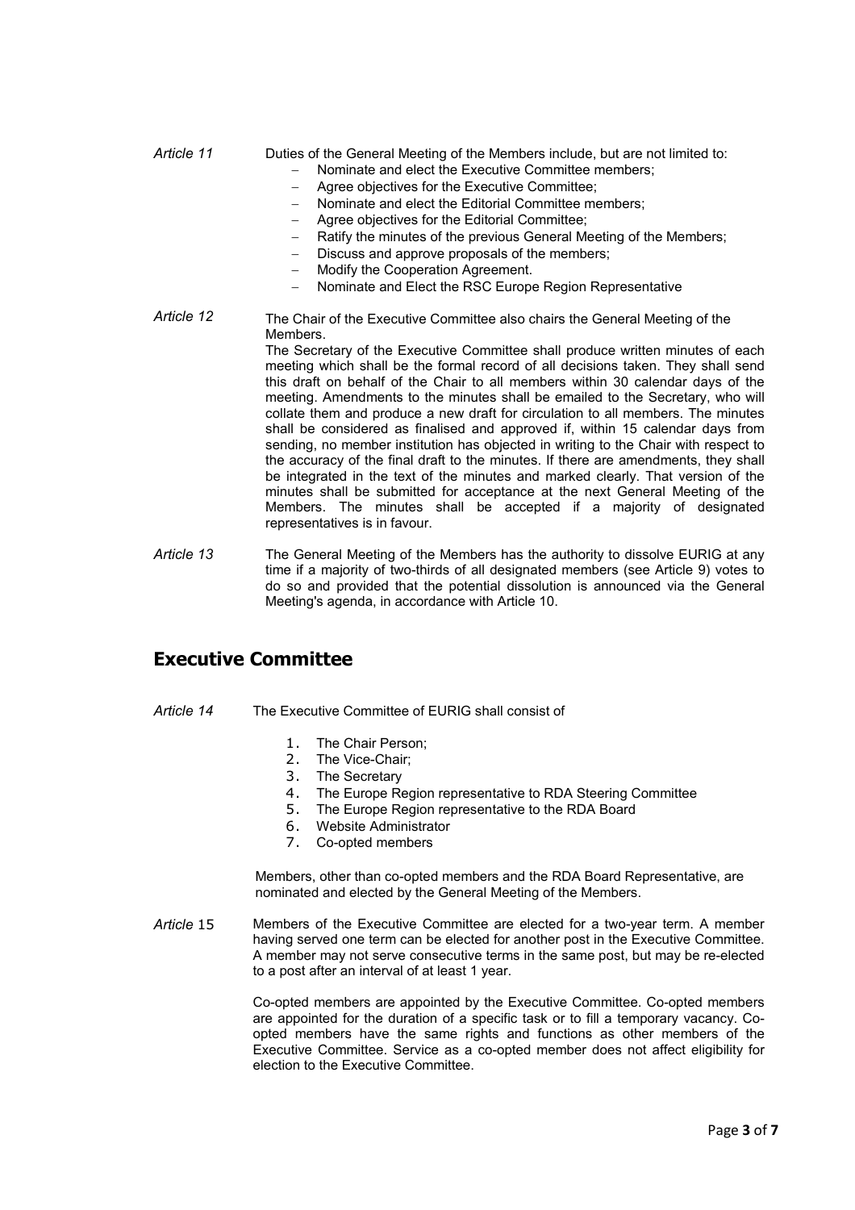*Article 11* Duties of the General Meeting of the Members include, but are not limited to:

- Nominate and elect the Executive Committee members;
- Agree objectives for the Executive Committee;
- Nominate and elect the Editorial Committee members;
- Agree objectives for the Editorial Committee;
- Ratify the minutes of the previous General Meeting of the Members;
- Discuss and approve proposals of the members;
- Modify the Cooperation Agreement.
- Nominate and Elect the RSC Europe Region Representative

*Article 12* The Chair of the Executive Committee also chairs the General Meeting of the Members.

The Secretary of the Executive Committee shall produce written minutes of each meeting which shall be the formal record of all decisions taken. They shall send this draft on behalf of the Chair to all members within 30 calendar days of the meeting. Amendments to the minutes shall be emailed to the Secretary, who will collate them and produce a new draft for circulation to all members. The minutes shall be considered as finalised and approved if, within 15 calendar days from sending, no member institution has objected in writing to the Chair with respect to the accuracy of the final draft to the minutes. If there are amendments, they shall be integrated in the text of the minutes and marked clearly. That version of the minutes shall be submitted for acceptance at the next General Meeting of the Members. The minutes shall be accepted if a majority of designated representatives is in favour.

*Article 13* The General Meeting of the Members has the authority to dissolve EURIG at any time if a majority of two-thirds of all designated members (see Article 9) votes to do so and provided that the potential dissolution is announced via the General Meeting's agenda, in accordance with Article 10.

## Executive Committee

*Article 14* The Executive Committee of EURIG shall consist of

1. The Chair Person;
2. The Vice-Chair;
3. The Secretary
4. The Europe Region representative to RDA Steering Committee
5. The Europe Region representative to the RDA Board
6. Website Administrator
7. Co-opted members

Members, other than co-opted members and the RDA Board Representative, are nominated and elected by the General Meeting of the Members.

*Article* 15 Members of the Executive Committee are elected for a two-year term. A member having served one term can be elected for another post in the Executive Committee. A member may not serve consecutive terms in the same post, but may be re-elected to a post after an interval of at least 1 year.

Co-opted members are appointed by the Executive Committee. Co-opted members are appointed for the duration of a specific task or to fill a temporary vacancy. Co-opted members have the same rights and functions as other members of the Executive Committee. Service as a co-opted member does not affect eligibility for election to the Executive Committee.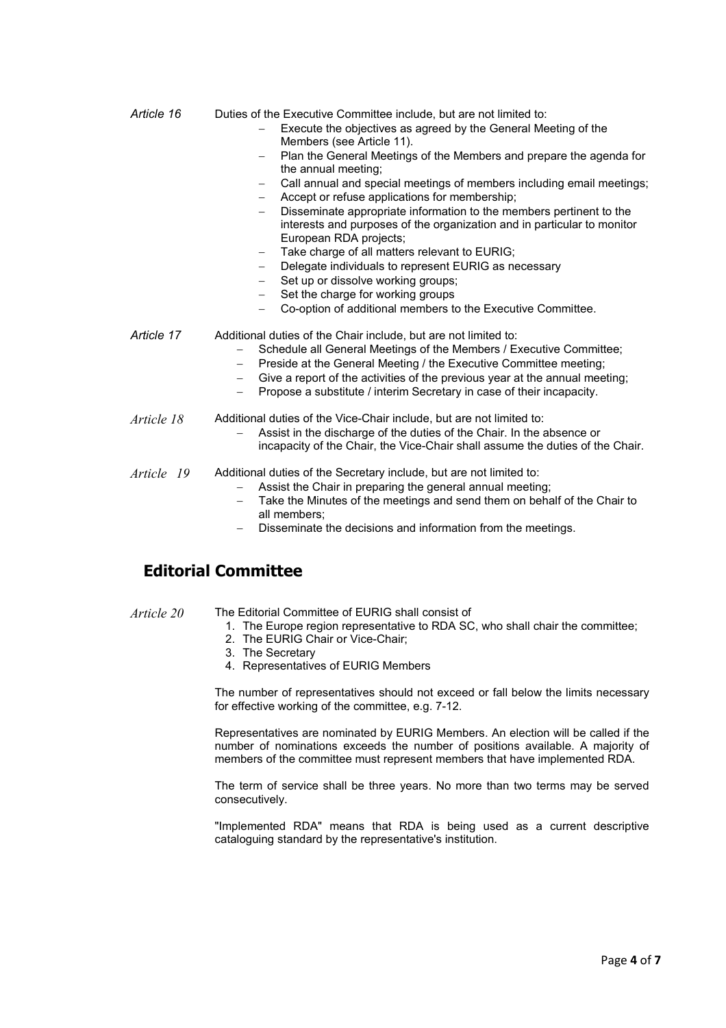*Article 16* Duties of the Executive Committee include, but are not limited to:

- Execute the objectives as agreed by the General Meeting of the Members (see Article 11).
- Plan the General Meetings of the Members and prepare the agenda for the annual meeting;
- Call annual and special meetings of members including email meetings;
- Accept or refuse applications for membership;
- Disseminate appropriate information to the members pertinent to the interests and purposes of the organization and in particular to monitor European RDA projects;
- Take charge of all matters relevant to EURIG;
- Delegate individuals to represent EURIG as necessary
- Set up or dissolve working groups;
- Set the charge for working groups
- Co-option of additional members to the Executive Committee.

*Article 17* Additional duties of the Chair include, but are not limited to:

- Schedule all General Meetings of the Members / Executive Committee;
- Preside at the General Meeting / the Executive Committee meeting;
- Give a report of the activities of the previous year at the annual meeting;
- Propose a substitute / interim Secretary in case of their incapacity.

*Article 18* Additional duties of the Vice-Chair include, but are not limited to:

- Assist in the discharge of the duties of the Chair. In the absence or incapacity of the Chair, the Vice-Chair shall assume the duties of the Chair.

*Article 19* Additional duties of the Secretary include, but are not limited to:

- Assist the Chair in preparing the general annual meeting;
- Take the Minutes of the meetings and send them on behalf of the Chair to all members;
- Disseminate the decisions and information from the meetings.

## Editorial Committee

*Article 20* The Editorial Committee of EURIG shall consist of

1. The Europe region representative to RDA SC, who shall chair the committee;
2. The EURIG Chair or Vice-Chair;
3. The Secretary
4. Representatives of EURIG Members

The number of representatives should not exceed or fall below the limits necessary for effective working of the committee, e.g. 7-12.

Representatives are nominated by EURIG Members. An election will be called if the number of nominations exceeds the number of positions available. A majority of members of the committee must represent members that have implemented RDA.

The term of service shall be three years. No more than two terms may be served consecutively.

"Implemented RDA" means that RDA is being used as a current descriptive cataloguing standard by the representative's institution.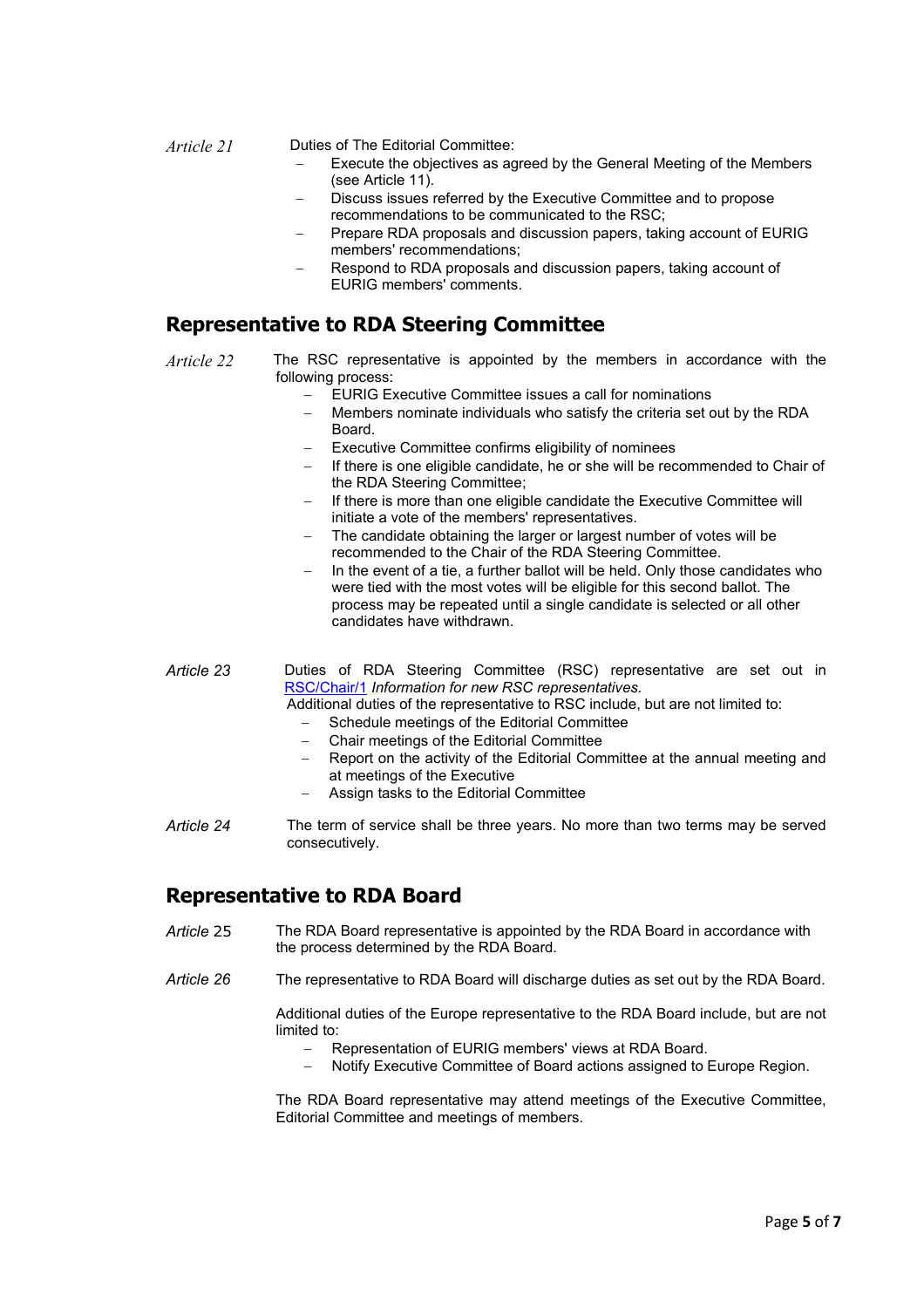*Article 21* Duties of The Editorial Committee:

- Execute the objectives as agreed by the General Meeting of the Members (see Article 11).
- Discuss issues referred by the Executive Committee and to propose recommendations to be communicated to the RSC;
- Prepare RDA proposals and discussion papers, taking account of EURIG members' recommendations;
- Respond to RDA proposals and discussion papers, taking account of EURIG members' comments.

## Representative to RDA Steering Committee

*Article 22* The RSC representative is appointed by the members in accordance with the following process:

- EURIG Executive Committee issues a call for nominations
- Members nominate individuals who satisfy the criteria set out by the RDA Board.
- Executive Committee confirms eligibility of nominees
- If there is one eligible candidate, he or she will be recommended to Chair of the RDA Steering Committee;
- If there is more than one eligible candidate the Executive Committee will initiate a vote of the members' representatives.
- The candidate obtaining the larger or largest number of votes will be recommended to the Chair of the RDA Steering Committee.
- In the event of a tie, a further ballot will be held. Only those candidates who were tied with the most votes will be eligible for this second ballot. The process may be repeated until a single candidate is selected or all other candidates have withdrawn.

*Article 23* Duties of RDA Steering Committee (RSC) representative are set out in RSC/Chair/1 *Information for new RSC representatives.*

Additional duties of the representative to RSC include, but are not limited to:

- Schedule meetings of the Editorial Committee
- Chair meetings of the Editorial Committee
- Report on the activity of the Editorial Committee at the annual meeting and at meetings of the Executive
- Assign tasks to the Editorial Committee

*Article 24* The term of service shall be three years. No more than two terms may be served consecutively.

## Representative to RDA Board

*Article* 25 The RDA Board representative is appointed by the RDA Board in accordance with the process determined by the RDA Board.

*Article 26* The representative to RDA Board will discharge duties as set out by the RDA Board.

Additional duties of the Europe representative to the RDA Board include, but are not limited to:

- Representation of EURIG members' views at RDA Board.
- Notify Executive Committee of Board actions assigned to Europe Region.

The RDA Board representative may attend meetings of the Executive Committee, Editorial Committee and meetings of members.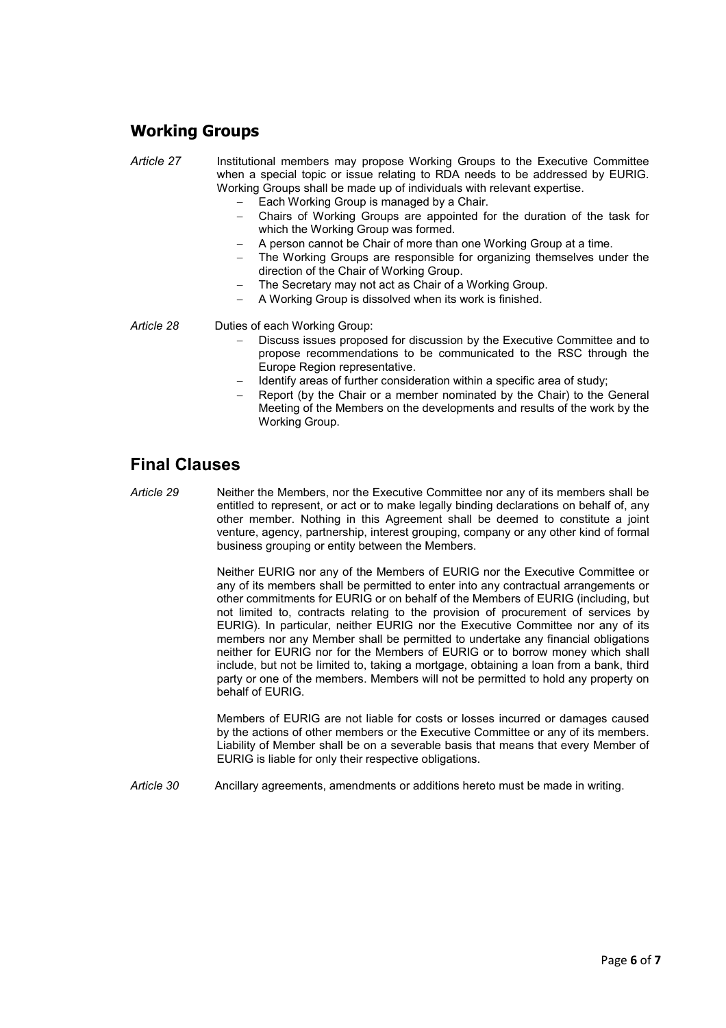## Working Groups

*Article 27* Institutional members may propose Working Groups to the Executive Committee when a special topic or issue relating to RDA needs to be addressed by EURIG. Working Groups shall be made up of individuals with relevant expertise.

- Each Working Group is managed by a Chair.
- Chairs of Working Groups are appointed for the duration of the task for which the Working Group was formed.
- A person cannot be Chair of more than one Working Group at a time.
- The Working Groups are responsible for organizing themselves under the direction of the Chair of Working Group.
- The Secretary may not act as Chair of a Working Group.
- A Working Group is dissolved when its work is finished.

*Article 28* Duties of each Working Group:

- Discuss issues proposed for discussion by the Executive Committee and to propose recommendations to be communicated to the RSC through the Europe Region representative.
- Identify areas of further consideration within a specific area of study;
- Report (by the Chair or a member nominated by the Chair) to the General Meeting of the Members on the developments and results of the work by the Working Group.

## Final Clauses

*Article 29* Neither the Members, nor the Executive Committee nor any of its members shall be entitled to represent, or act or to make legally binding declarations on behalf of, any other member. Nothing in this Agreement shall be deemed to constitute a joint venture, agency, partnership, interest grouping, company or any other kind of formal business grouping or entity between the Members.

Neither EURIG nor any of the Members of EURIG nor the Executive Committee or any of its members shall be permitted to enter into any contractual arrangements or other commitments for EURIG or on behalf of the Members of EURIG (including, but not limited to, contracts relating to the provision of procurement of services by EURIG). In particular, neither EURIG nor the Executive Committee nor any of its members nor any Member shall be permitted to undertake any financial obligations neither for EURIG nor for the Members of EURIG or to borrow money which shall include, but not be limited to, taking a mortgage, obtaining a loan from a bank, third party or one of the members. Members will not be permitted to hold any property on behalf of EURIG.

Members of EURIG are not liable for costs or losses incurred or damages caused by the actions of other members or the Executive Committee or any of its members. Liability of Member shall be on a severable basis that means that every Member of EURIG is liable for only their respective obligations.

*Article 30* Ancillary agreements, amendments or additions hereto must be made in writing.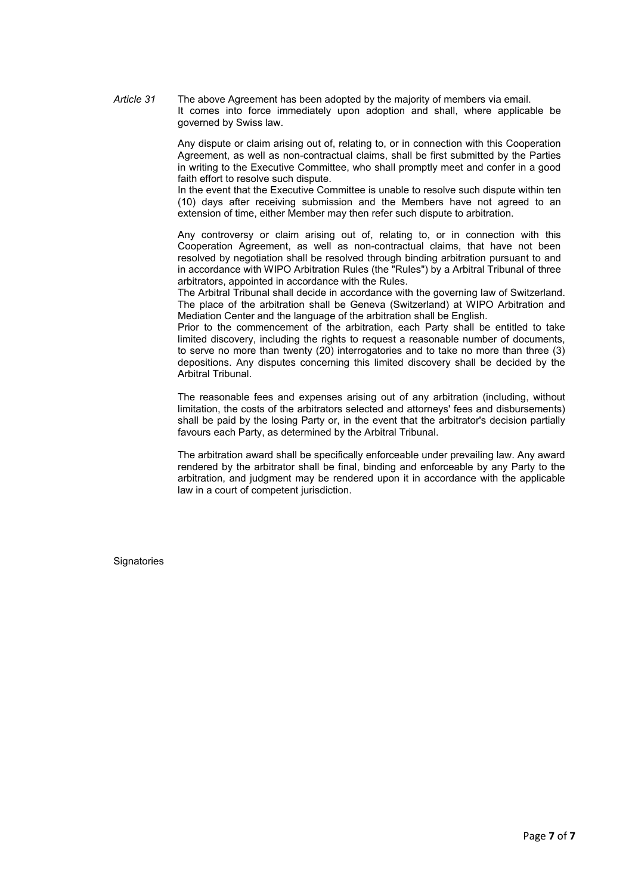*Article 31* The above Agreement has been adopted by the majority of members via email. It comes into force immediately upon adoption and shall, where applicable be governed by Swiss law.

Any dispute or claim arising out of, relating to, or in connection with this Cooperation Agreement, as well as non-contractual claims, shall be first submitted by the Parties in writing to the Executive Committee, who shall promptly meet and confer in a good faith effort to resolve such dispute.
In the event that the Executive Committee is unable to resolve such dispute within ten (10) days after receiving submission and the Members have not agreed to an extension of time, either Member may then refer such dispute to arbitration.

Any controversy or claim arising out of, relating to, or in connection with this Cooperation Agreement, as well as non-contractual claims, that have not been resolved by negotiation shall be resolved through binding arbitration pursuant to and in accordance with WIPO Arbitration Rules (the "Rules") by a Arbitral Tribunal of three arbitrators, appointed in accordance with the Rules.
The Arbitral Tribunal shall decide in accordance with the governing law of Switzerland. The place of the arbitration shall be Geneva (Switzerland) at WIPO Arbitration and Mediation Center and the language of the arbitration shall be English.
Prior to the commencement of the arbitration, each Party shall be entitled to take limited discovery, including the rights to request a reasonable number of documents, to serve no more than twenty (20) interrogatories and to take no more than three (3) depositions. Any disputes concerning this limited discovery shall be decided by the Arbitral Tribunal.

The reasonable fees and expenses arising out of any arbitration (including, without limitation, the costs of the arbitrators selected and attorneys' fees and disbursements) shall be paid by the losing Party or, in the event that the arbitrator's decision partially favours each Party, as determined by the Arbitral Tribunal.

The arbitration award shall be specifically enforceable under prevailing law. Any award rendered by the arbitrator shall be final, binding and enforceable by any Party to the arbitration, and judgment may be rendered upon it in accordance with the applicable law in a court of competent jurisdiction.

Signatories